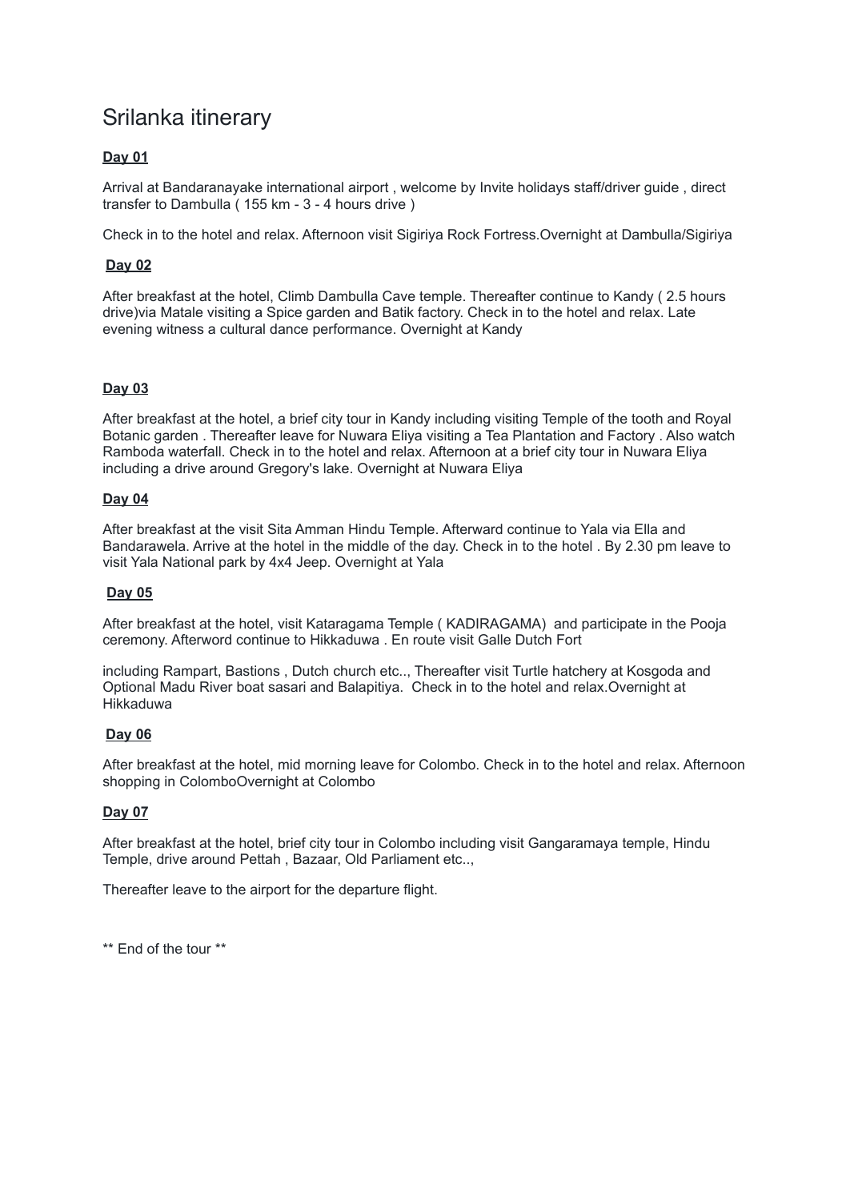# Srilanka itinerary

**Day 01**

Arrival at Bandaranayake international airport , welcome by Invite holidays staff/driver guide , direct transfer to Dambulla ( 155 km - 3 - 4 hours drive )

Check in to the hotel and relax. Afternoon visit Sigiriya Rock Fortress.Overnight at Dambulla/Sigiriya

**Day 02**

After breakfast at the hotel, Climb Dambulla Cave temple. Thereafter continue to Kandy ( 2.5 hours drive)via Matale visiting a Spice garden and Batik factory. Check in to the hotel and relax. Late evening witness a cultural dance performance. Overnight at Kandy

**Day 03**

After breakfast at the hotel, a brief city tour in Kandy including visiting Temple of the tooth and Royal Botanic garden . Thereafter leave for Nuwara Eliya visiting a Tea Plantation and Factory . Also watch Ramboda waterfall. Check in to the hotel and relax. Afternoon at a brief city tour in Nuwara Eliya including a drive around Gregory's lake. Overnight at Nuwara Eliya

**Day 04**

After breakfast at the visit Sita Amman Hindu Temple. Afterward continue to Yala via Ella and Bandarawela. Arrive at the hotel in the middle of the day. Check in to the hotel . By 2.30 pm leave to visit Yala National park by 4x4 Jeep. Overnight at Yala

**Day 05**

After breakfast at the hotel, visit Kataragama Temple ( KADIRAGAMA) and participate in the Pooja ceremony. Afterword continue to Hikkaduwa . En route visit Galle Dutch Fort

including Rampart, Bastions , Dutch church etc.., Thereafter visit Turtle hatchery at Kosgoda and Optional Madu River boat sasari and Balapitiya. Check in to the hotel and relax.Overnight at Hikkaduwa

**Day 06**

After breakfast at the hotel, mid morning leave for Colombo. Check in to the hotel and relax. Afternoon shopping in ColomboOvernight at Colombo

**Day 07**

After breakfast at the hotel, brief city tour in Colombo including visit Gangaramaya temple, Hindu Temple, drive around Pettah , Bazaar, Old Parliament etc..,

Thereafter leave to the airport for the departure flight.

** End of the tour **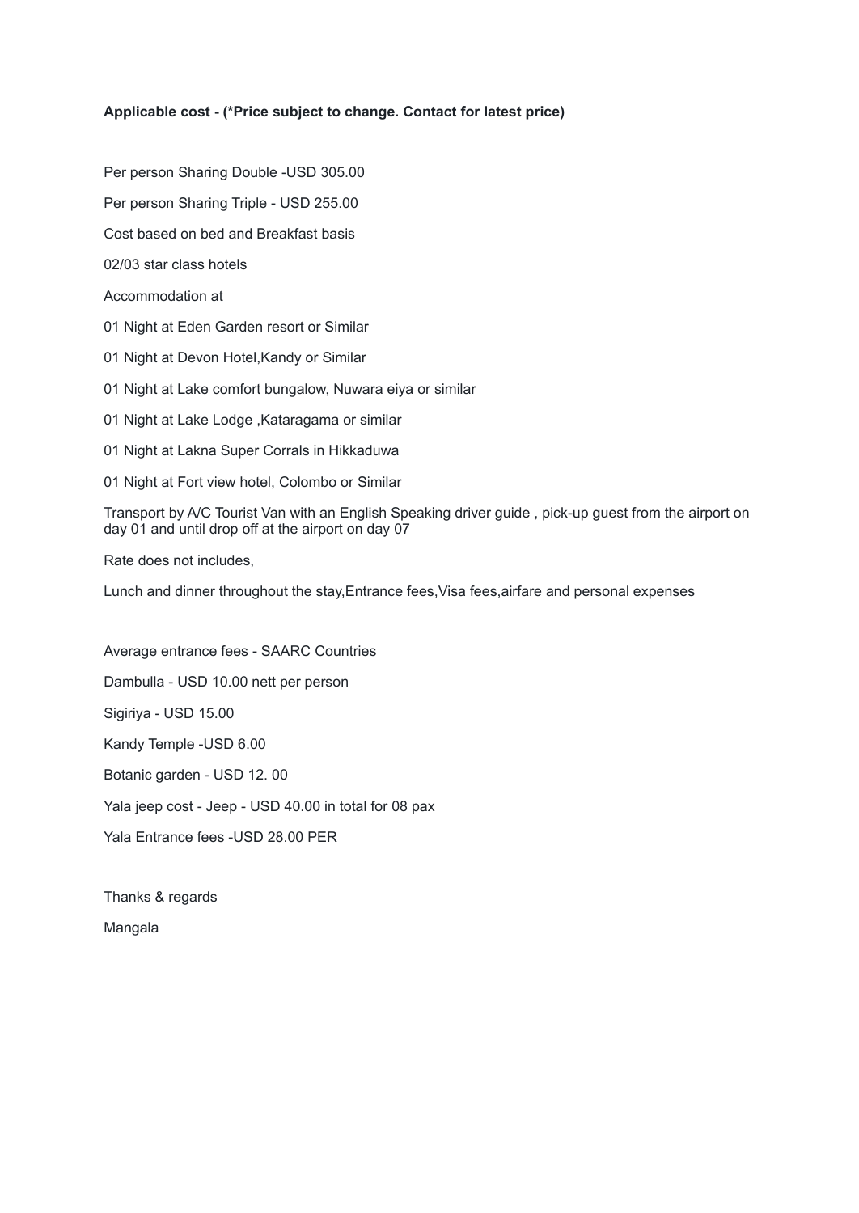**Applicable cost - (*Price subject to change. Contact for latest price)**

Per person Sharing Double -USD 305.00

Per person Sharing Triple - USD 255.00

Cost based on bed and Breakfast basis

02/03 star class hotels

Accommodation at

01 Night at Eden Garden resort or Similar

01 Night at Devon Hotel,Kandy or Similar

01 Night at Lake comfort bungalow, Nuwara eiya or similar

01 Night at Lake Lodge ,Kataragama or similar

01 Night at Lakna Super Corrals in Hikkaduwa

01 Night at Fort view hotel, Colombo or Similar

Transport by A/C Tourist Van with an English Speaking driver guide , pick-up guest from the airport on day 01 and until drop off at the airport on day 07

Rate does not includes,

Lunch and dinner throughout the stay,Entrance fees,Visa fees,airfare and personal expenses

Average entrance fees - SAARC Countries

Dambulla - USD 10.00 nett per person

Sigiriya - USD 15.00

Kandy Temple -USD 6.00

Botanic garden - USD 12. 00

Yala jeep cost - Jeep - USD 40.00 in total for 08 pax

Yala Entrance fees -USD 28.00 PER

Thanks & regards

Mangala